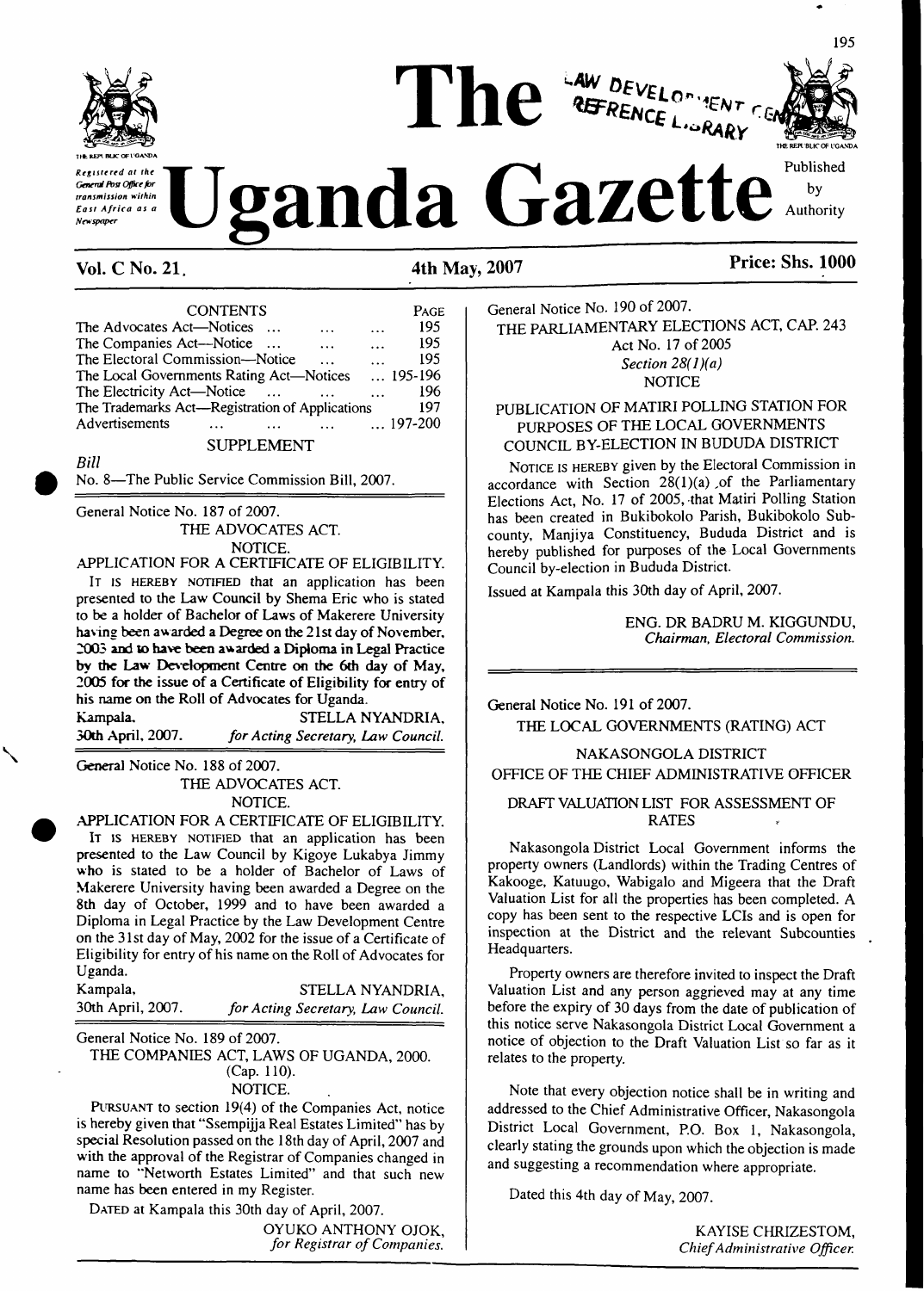# The Uganda Gazette

Registered at the General Post Office for transmission within East Africa as a Newspaper

Published by Authority

**Vol. C No. 21.** **4th May, 2007** **Price: Shs. 1000**

| CONTENTS | PAGE |
|---|---|
| The Advocates Act—Notices ... ... ... | 195 |
| The Companies Act—Notice ... ... ... | 195 |
| The Electoral Commission—Notice ... ... | 195 |
| The Local Governments Rating Act—Notices ... | 195-196 |
| The Electricity Act—Notice ... ... ... | 196 |
| The Trademarks Act—Registration of Applications | 197 |
| Advertisements ... ... ... ... | 197-200 |

SUPPLEMENT

*Bill*

No. 8—The Public Service Commission Bill, 2007.

---

General Notice No. 187 of 2007.

THE ADVOCATES ACT.

NOTICE.

APPLICATION FOR A CERTIFICATE OF ELIGIBILITY.

It is hereby notified that an application has been presented to the Law Council by Shema Eric who is stated to be a holder of Bachelor of Laws of Makerere University having been awarded a Degree on the 21st day of November, 2003 and to have been awarded a Diploma in Legal Practice by the Law Development Centre on the 6th day of May, 2005 for the issue of a Certificate of Eligibility for entry of his name on the Roll of Advocates for Uganda.

Kampala, STELLA NYANDRIA,
30th April, 2007. *for Acting Secretary, Law Council.*

---

General Notice No. 188 of 2007.

THE ADVOCATES ACT.

NOTICE.

APPLICATION FOR A CERTIFICATE OF ELIGIBILITY.

It is hereby notified that an application has been presented to the Law Council by Kigoye Lukabya Jimmy who is stated to be a holder of Bachelor of Laws of Makerere University having been awarded a Degree on the 8th day of October, 1999 and to have been awarded a Diploma in Legal Practice by the Law Development Centre on the 31st day of May, 2002 for the issue of a Certificate of Eligibility for entry of his name on the Roll of Advocates for Uganda.

Kampala, STELLA NYANDRIA,
30th April, 2007. *for Acting Secretary, Law Council.*

---

General Notice No. 189 of 2007.

THE COMPANIES ACT, LAWS OF UGANDA, 2000.
(Cap. 110).

NOTICE.

Pursuant to section 19(4) of the Companies Act, notice is hereby given that "Ssempijja Real Estates Limited" has by special Resolution passed on the 18th day of April, 2007 and with the approval of the Registrar of Companies changed in name to "Networth Estates Limited" and that such new name has been entered in my Register.

Dated at Kampala this 30th day of April, 2007.

OYUKO ANTHONY OJOK,
*for Registrar of Companies.*

---

General Notice No. 190 of 2007.

THE PARLIAMENTARY ELECTIONS ACT, CAP. 243
Act No. 17 of 2005
*Section 28(1)(a)*
NOTICE

PUBLICATION OF MATIRI POLLING STATION FOR PURPOSES OF THE LOCAL GOVERNMENTS COUNCIL BY-ELECTION IN BUDUDA DISTRICT

Notice is hereby given by the Electoral Commission in accordance with Section 28(1)(a) of the Parliamentary Elections Act, No. 17 of 2005, that Matiri Polling Station has been created in Bukibokolo Parish, Bukibokolo Sub-county, Manjiya Constituency, Bududa District and is hereby published for purposes of the Local Governments Council by-election in Bududa District.

Issued at Kampala this 30th day of April, 2007.

ENG. DR BADRU M. KIGGUNDU,
*Chairman, Electoral Commission.*

---

General Notice No. 191 of 2007.

THE LOCAL GOVERNMENTS (RATING) ACT

NAKASONGOLA DISTRICT

OFFICE OF THE CHIEF ADMINISTRATIVE OFFICER

DRAFT VALUATION LIST FOR ASSESSMENT OF RATES

Nakasongola District Local Government informs the property owners (Landlords) within the Trading Centres of Kakooge, Katuugo, Wabigalo and Migeera that the Draft Valuation List for all the properties has been completed. A copy has been sent to the respective LCIs and is open for inspection at the District and the relevant Subcounties Headquarters.

Property owners are therefore invited to inspect the Draft Valuation List and any person aggrieved may at any time before the expiry of 30 days from the date of publication of this notice serve Nakasongola District Local Government a notice of objection to the Draft Valuation List so far as it relates to the property.

Note that every objection notice shall be in writing and addressed to the Chief Administrative Officer, Nakasongola District Local Government, P.O. Box 1, Nakasongola, clearly stating the grounds upon which the objection is made and suggesting a recommendation where appropriate.

Dated this 4th day of May, 2007.

KAYISE CHRIZESTOM,
*Chief Administrative Officer.*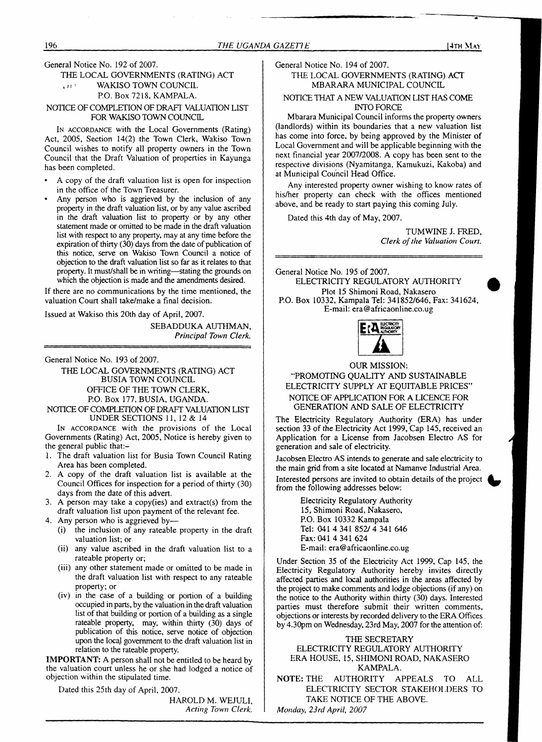General Notice No. 192 of 2007.

THE LOCAL GOVERNMENTS (RATING) ACT

WAKISO TOWN COUNCIL

P.O. Box 7218, KAMPALA.

NOTICE OF COMPLETION OF DRAFT VALUATION LIST FOR WAKISO TOWN COUNCIL

In accordance with the Local Governments (Rating) Act, 2005, Section 14(2) the Town Clerk, Wakiso Town Council wishes to notify all property owners in the Town Council that the Draft Valuation of properties in Kayunga has been completed.

- A copy of the draft valuation list is open for inspection in the office of the Town Treasurer.
- Any person who is aggrieved by the inclusion of any property in the draft valuation list, or by any value ascribed in the draft valuation list to property or by any other statement made or omitted to be made in the draft valuation list with respect to any property, may at any time before the expiration of thirty (30) days from the date of publication of this notice, serve on Wakiso Town Council a notice of objection to the draft valuation list so far as it relates to that property. It must/shall be in writing—stating the grounds on which the objection is made and the amendments desired.

If there are no communications by the time mentioned, the valuation Court shall take/make a final decision.

Issued at Wakiso this 20th day of April, 2007.

SEBADDUKA AUTHMAN,
*Principal Town Clerk.*

---

General Notice No. 193 of 2007.

THE LOCAL GOVERNMENTS (RATING) ACT

BUSIA TOWN COUNCIL

OFFICE OF THE TOWN CLERK,

P.O. Box 177, BUSIA, UGANDA.

NOTICE OF COMPLETION OF DRAFT VALUATION LIST UNDER SECTIONS 11, 12 & 14

In accordance with the provisions of the Local Governments (Rating) Act, 2005, Notice is hereby given to the general public that:–

1. The draft valuation list for Busia Town Council Rating Area has been completed.
2. A copy of the draft valuation list is available at the Council Offices for inspection for a period of thirty (30) days from the date of this advert.
3. A person may take a copy(ies) and extract(s) from the draft valuation list upon payment of the relevant fee.
4. Any person who is aggrieved by—
   (i) the inclusion of any rateable property in the draft valuation list; or
   (ii) any value ascribed in the draft valuation list to a rateable property or;
   (iii) any other statement made or omitted to be made in the draft valuation list with respect to any rateable property; or
   (iv) in the case of a building or portion of a building occupied in parts, by the valuation in the draft valuation list of that building or portion of a building as a single rateable property, may, within thirty (30) days of publication of this notice, serve notice of objection upon the local government to the draft valuation list in relation to the rateable property.

**IMPORTANT:** A person shall not be entitled to be heard by the valuation court unless he or she had lodged a notice of objection within the stipulated time.

Dated this 25th day of April, 2007.

HAROLD M. WEJULI,
*Acting Town Clerk.*

---

General Notice No. 194 of 2007.

THE LOCAL GOVERNMENTS (RATING) ACT

MBARARA MUNICIPAL COUNCIL

NOTICE THAT A NEW VALUATION LIST HAS COME INTO FORCE

Mbarara Municipal Council informs the property owners (landlords) within its boundaries that a new valuation list has come into force, by being approved by the Minister of Local Government and will be applicable beginning with the next financial year 2007/2008. A copy has been sent to the respective divisions (Nyamitanga, Kamukuzi, Kakoba) and at Municipal Council Head Office.

Any interested property owner wishing to know rates of his/her property can check with the offices mentioned above, and be ready to start paying this coming July.

Dated this 4th day of May, 2007.

TUMWINE J. FRED,
*Clerk of the Valuation Court.*

---

General Notice No. 195 of 2007.

ELECTRICITY REGULATORY AUTHORITY

Plot 15 Shimoni Road, Nakasero

P.O. Box 10332, Kampala Tel: 341852/646, Fax: 341624,
E-mail: era@africaonline.co.ug

OUR MISSION:

"PROMOTING QUALITY AND SUSTAINABLE ELECTRICITY SUPPLY AT EQUITABLE PRICES"

NOTICE OF APPLICATION FOR A LICENCE FOR GENERATION AND SALE OF ELECTRICITY

The Electricity Regulatory Authority (ERA) has under section 33 of the Electricity Act 1999, Cap 145, received an Application for a License from Jacobsen Electro AS for generation and sale of electricity.

Jacobsen Electro AS intends to generate and sale electricity to the main grid from a site located at Namanve Industrial Area.

Interested persons are invited to obtain details of the project from the following addresses below:

Electricity Regulatory Authority
15, Shimoni Road, Nakasero,
P.O. Box 10332 Kampala
Tel: 041 4 341 852/ 4 341 646
Fax: 041 4 341 624
E-mail: era@africaonline.co.ug

Under Section 35 of the Electricity Act 1999, Cap 145, the Electricity Regulatory Authority hereby invites directly affected parties and local authorities in the areas affected by the project to make comments and lodge objections (if any) on the notice to the Authority within thirty (30) days. Interested parties must therefore submit their written comments, objections or interests by recorded delivery to the ERA Offices by 4.30pm on Wednesday, 23rd May, 2007 for the attention of:

THE SECRETARY
ELECTRICITY REGULATORY AUTHORITY
ERA HOUSE, 15, SHIMONI ROAD, NAKASERO
KAMPALA.

**NOTE:** THE AUTHORITY APPEALS TO ALL ELECTRICITY SECTOR STAKEHOLDERS TO TAKE NOTICE OF THE ABOVE.

*Monday, 23rd April, 2007*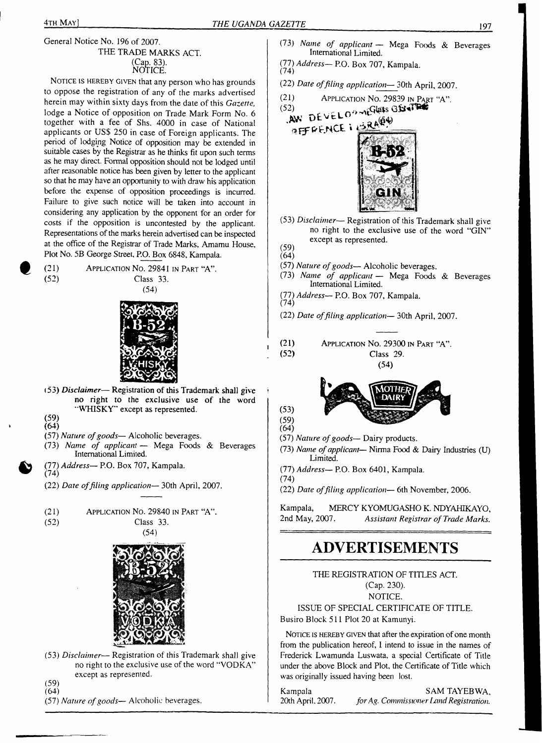General Notice No. 196 of 2007.

THE TRADE MARKS ACT.

(Cap. 83).

NOTICE.

NOTICE IS HEREBY GIVEN that any person who has grounds to oppose the registration of any of the marks advertised herein may within sixty days from the date of this *Gazette*, lodge a Notice of opposition on Trade Mark Form No. 6 together with a fee of Shs. 4000 in case of National applicants or US$ 250 in case of Foreign applicants. The period of lodging Notice of opposition may be extended in suitable cases by the Registrar as he thinks fit upon such terms as he may direct. Formal opposition should not be lodged until after reasonable notice has been given by letter to the applicant so that he may have an opportunity to with draw his application before the expense of opposition proceedings is incurred. Failure to give such notice will be taken into account in considering any application by the opponent for an order for costs if the opposition is uncontested by the applicant. Representations of the marks herein advertised can be inspected at the office of the Registrar of Trade Marks, Amamu House, Plot No. 5B George Street, P.O. Box 6848, Kampala.

(21) APPLICATION NO. 29841 IN PART "A".

(52) Class 33.

(54)

(53) *Disclaimer*— Registration of this Trademark shall give no right to the exclusive use of the word "WHISKY" except as represented.

(59)

(64)

(57) *Nature of goods*— Alcoholic beverages.

(73) *Name of applicant* — Mega Foods & Beverages International Limited.

(77) *Address*— P.O. Box 707, Kampala.

(74)

(22) *Date of filing application*— 30th April, 2007.

---

(21) APPLICATION NO. 29840 IN PART "A".

(52) Class 33.

(54)

(53) *Disclaimer*— Registration of this Trademark shall give no right to the exclusive use of the word "VODKA" except as represented.

(59)

(64)

(57) *Nature of goods*— Alcoholic beverages.

(73) *Name of applicant* — Mega Foods & Beverages International Limited.

(77) *Address*— P.O. Box 707, Kampala.

(74)

(22) *Date of filing application*— 30th April, 2007.

(21) APPLICATION NO. 29839 IN PART "A".

(52)

(53) *Disclaimer*— Registration of this Trademark shall give no right to the exclusive use of the word "GIN" except as represented.

(59)

(64)

(57) *Nature of goods*— Alcoholic beverages.

(73) *Name of applicant* — Mega Foods & Beverages International Limited.

(77) *Address*— P.O. Box 707, Kampala.

(74)

(22) *Date of filing application*— 30th April, 2007.

---

(21) APPLICATION NO. 29300 IN PART "A".

(52) Class 29.

(54)

(53)

(59)

(64)

(57) *Nature of goods*— Dairy products.

(73) *Name of applicant*— Nirma Food & Dairy Industries (U) Limited.

(77) *Address*— P.O. Box 6401, Kampala.

(74)

(22) *Date of filing application*— 6th November, 2006.

Kampala, 2nd May, 2007.

MERCY KYOMUGASHO K. NDYAHIKAYO,
*Assistant Registrar of Trade Marks.*

# ADVERTISEMENTS

THE REGISTRATION OF TITLES ACT.

(Cap. 230).

NOTICE.

ISSUE OF SPECIAL CERTIFICATE OF TITLE.

Busiro Block 511 Plot 20 at Kamunyi.

NOTICE IS HEREBY GIVEN that after the expiration of one month from the publication hereof, I intend to issue in the names of Frederick Lwamunda Luswata, a special Certificate of Title under the above Block and Plot, the Certificate of Title which was originally issued having been lost.

Kampala 20th April, 2007.

SAM TAYEBWA,
*for Ag. Commissioner Land Registration.*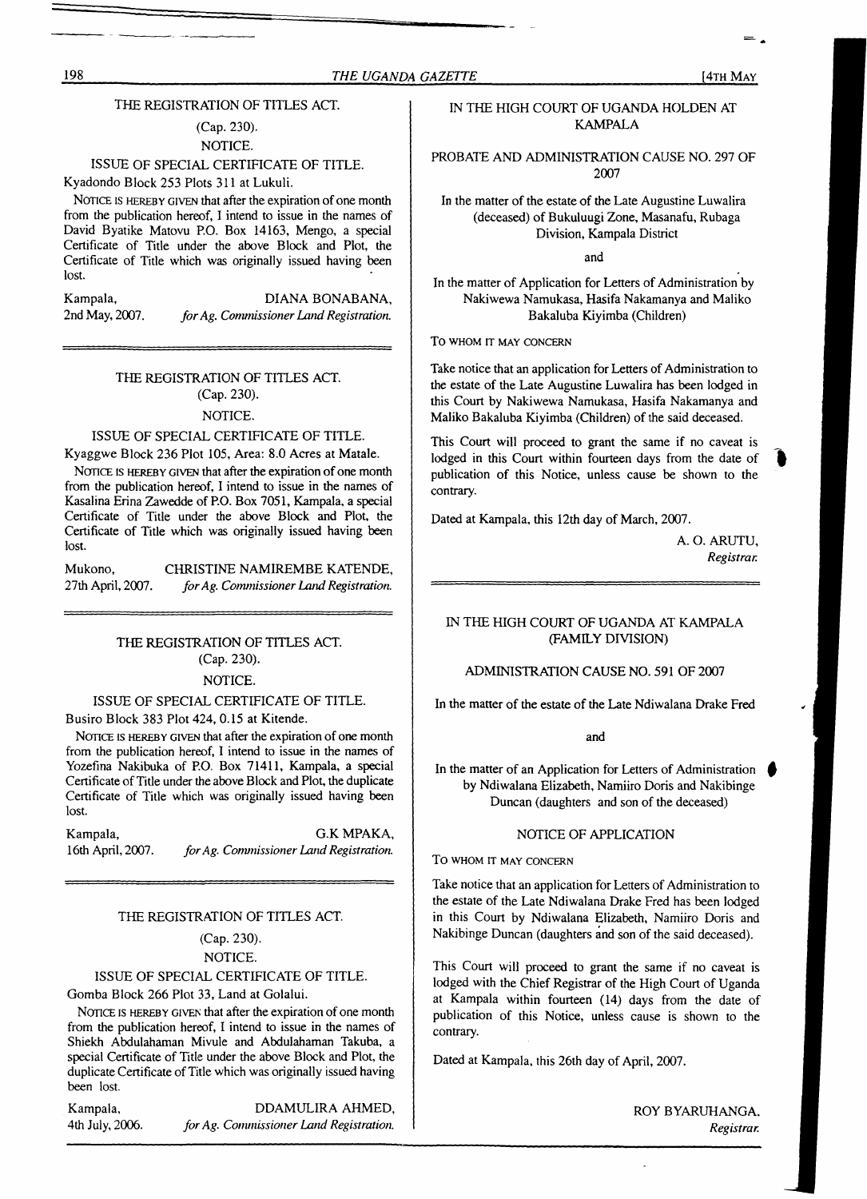THE REGISTRATION OF TITLES ACT.

(Cap. 230).

NOTICE.

ISSUE OF SPECIAL CERTIFICATE OF TITLE.

Kyadondo Block 253 Plots 311 at Lukuli.

NOTICE IS HEREBY GIVEN that after the expiration of one month from the publication hereof, I intend to issue in the names of David Byatike Matovu P.O. Box 14163, Mengo, a special Certificate of Title under the above Block and Plot, the Certificate of Title which was originally issued having been lost.

Kampala, 2nd May, 2007.

DIANA BONABANA,
*for Ag. Commissioner Land Registration.*

---

THE REGISTRATION OF TITLES ACT.

(Cap. 230).

NOTICE.

ISSUE OF SPECIAL CERTIFICATE OF TITLE.

Kyaggwe Block 236 Plot 105, Area: 8.0 Acres at Matale.

NOTICE IS HEREBY GIVEN that after the expiration of one month from the publication hereof, I intend to issue in the names of Kasalina Erina Zawedde of P.O. Box 7051, Kampala, a special Certificate of Title under the above Block and Plot, the Certificate of Title which was originally issued having been lost.

Mukono, 27th April, 2007.

CHRISTINE NAMIREMBE KATENDE,
*for Ag. Commissioner Land Registration.*

---

THE REGISTRATION OF TITLES ACT.

(Cap. 230).

NOTICE.

ISSUE OF SPECIAL CERTIFICATE OF TITLE.

Busiro Block 383 Plot 424, 0.15 at Kitende.

NOTICE IS HEREBY GIVEN that after the expiration of one month from the publication hereof, I intend to issue in the names of Yozefina Nakibuka of P.O. Box 71411, Kampala, a special Certificate of Title under the above Block and Plot, the duplicate Certificate of Title which was originally issued having been lost.

Kampala, 16th April, 2007.

G.K MPAKA,
*for Ag. Commissioner Land Registration.*

---

THE REGISTRATION OF TITLES ACT.

(Cap. 230).

NOTICE.

ISSUE OF SPECIAL CERTIFICATE OF TITLE.

Gomba Block 266 Plot 33, Land at Golalui.

NOTICE IS HEREBY GIVEN that after the expiration of one month from the publication hereof, I intend to issue in the names of Shiekh Abdulahaman Mivule and Abdulahaman Takuba, a special Certificate of Title under the above Block and Plot, the duplicate Certificate of Title which was originally issued having been lost.

Kampala, 4th July, 2006.

DDAMULIRA AHMED,
*for Ag. Commissioner Land Registration.*

---

IN THE HIGH COURT OF UGANDA HOLDEN AT KAMPALA

PROBATE AND ADMINISTRATION CAUSE NO. 297 OF 2007

In the matter of the estate of the Late Augustine Luwalira (deceased) of Bukuluugi Zone, Masanafu, Rubaga Division, Kampala District

and

In the matter of Application for Letters of Administration by Nakiwewa Namukasa, Hasifa Nakamanya and Maliko Bakaluba Kiyimba (Children)

TO WHOM IT MAY CONCERN

Take notice that an application for Letters of Administration to the estate of the Late Augustine Luwalira has been lodged in this Court by Nakiwewa Namukasa, Hasifa Nakamanya and Maliko Bakaluba Kiyimba (Children) of the said deceased.

This Court will proceed to grant the same if no caveat is lodged in this Court within fourteen days from the date of publication of this Notice, unless cause be shown to the contrary.

Dated at Kampala, this 12th day of March, 2007.

A. O. ARUTU,
*Registrar.*

---

IN THE HIGH COURT OF UGANDA AT KAMPALA (FAMILY DIVISION)

ADMINISTRATION CAUSE NO. 591 OF 2007

In the matter of the estate of the Late Ndiwalana Drake Fred

and

In the matter of an Application for Letters of Administration by Ndiwalana Elizabeth, Namiiro Doris and Nakibinge Duncan (daughters and son of the deceased)

NOTICE OF APPLICATION

TO WHOM IT MAY CONCERN

Take notice that an application for Letters of Administration to the estate of the Late Ndiwalana Drake Fred has been lodged in this Court by Ndiwalana Elizabeth, Namiiro Doris and Nakibinge Duncan (daughters and son of the said deceased).

This Court will proceed to grant the same if no caveat is lodged with the Chief Registrar of the High Court of Uganda at Kampala within fourteen (14) days from the date of publication of this Notice, unless cause is shown to the contrary.

Dated at Kampala, this 26th day of April, 2007.

ROY BYARUHANGA.
*Registrar.*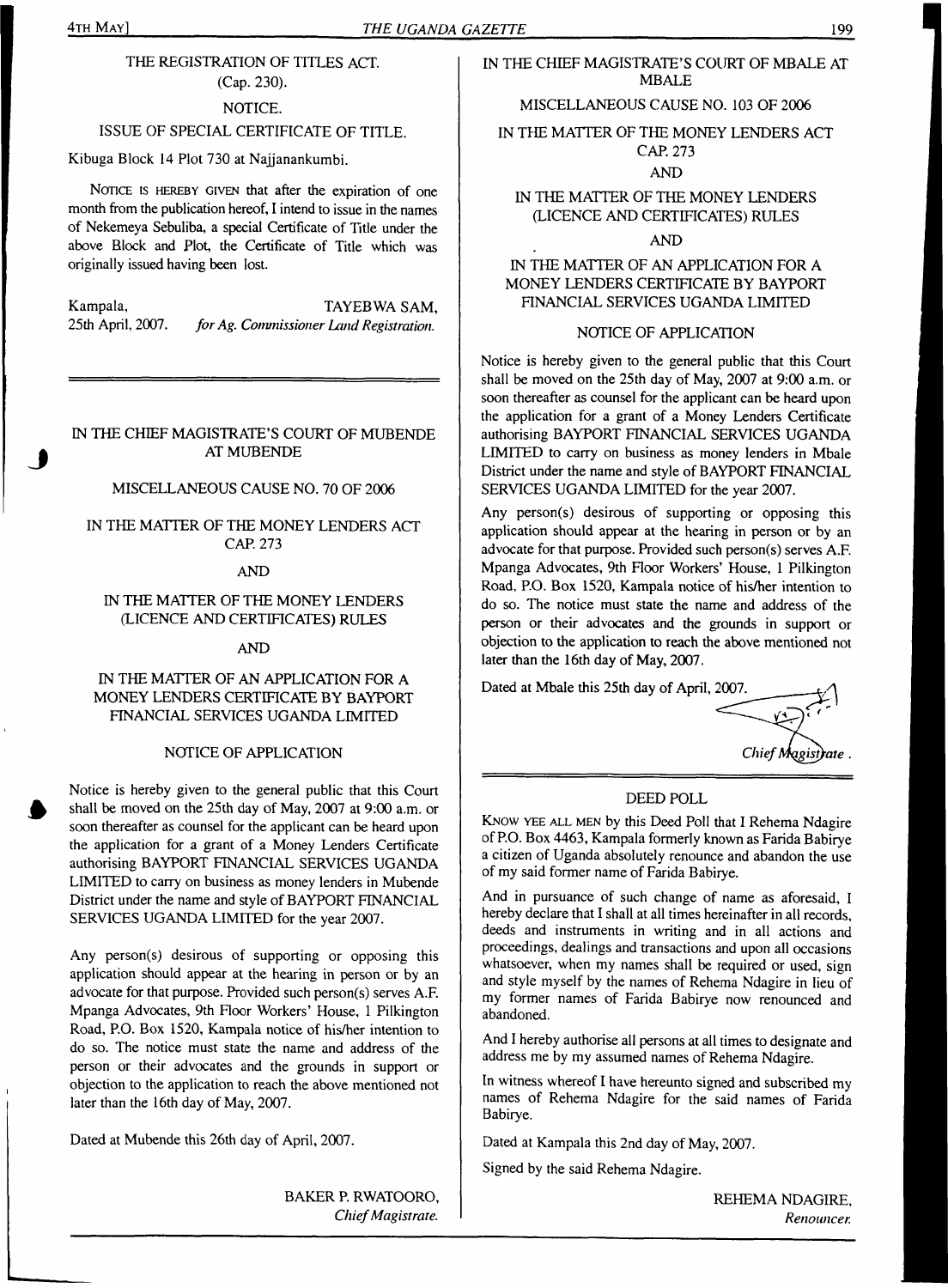THE REGISTRATION OF TITLES ACT.
(Cap. 230).

NOTICE.

ISSUE OF SPECIAL CERTIFICATE OF TITLE.

Kibuga Block 14 Plot 730 at Najjanankumbi.

NOTICE IS HEREBY GIVEN that after the expiration of one month from the publication hereof, I intend to issue in the names of Nekemeya Sebuliba, a special Certificate of Title under the above Block and Plot, the Certificate of Title which was originally issued having been lost.

Kampala, 25th April, 2007.

TAYEBWA SAM,
*for Ag. Commissioner Land Registration.*

---

IN THE CHIEF MAGISTRATE'S COURT OF MUBENDE AT MUBENDE

MISCELLANEOUS CAUSE NO. 70 OF 2006

IN THE MATTER OF THE MONEY LENDERS ACT CAP. 273

AND

IN THE MATTER OF THE MONEY LENDERS (LICENCE AND CERTIFICATES) RULES

AND

IN THE MATTER OF AN APPLICATION FOR A MONEY LENDERS CERTIFICATE BY BAYPORT FINANCIAL SERVICES UGANDA LIMITED

NOTICE OF APPLICATION

Notice is hereby given to the general public that this Court shall be moved on the 25th day of May, 2007 at 9:00 a.m. or soon thereafter as counsel for the applicant can be heard upon the application for a grant of a Money Lenders Certificate authorising BAYPORT FINANCIAL SERVICES UGANDA LIMITED to carry on business as money lenders in Mubende District under the name and style of BAYPORT FINANCIAL SERVICES UGANDA LIMITED for the year 2007.

Any person(s) desirous of supporting or opposing this application should appear at the hearing in person or by an advocate for that purpose. Provided such person(s) serves A.F. Mpanga Advocates, 9th Floor Workers' House, 1 Pilkington Road, P.O. Box 1520, Kampala notice of his/her intention to do so. The notice must state the name and address of the person or their advocates and the grounds in support or objection to the application to reach the above mentioned not later than the 16th day of May, 2007.

Dated at Mubende this 26th day of April, 2007.

BAKER P. RWATOORO,
*Chief Magistrate.*

---

IN THE CHIEF MAGISTRATE'S COURT OF MBALE AT MBALE

MISCELLANEOUS CAUSE NO. 103 OF 2006

IN THE MATTER OF THE MONEY LENDERS ACT CAP. 273

AND

IN THE MATTER OF THE MONEY LENDERS (LICENCE AND CERTIFICATES) RULES

AND

IN THE MATTER OF AN APPLICATION FOR A MONEY LENDERS CERTIFICATE BY BAYPORT FINANCIAL SERVICES UGANDA LIMITED

NOTICE OF APPLICATION

Notice is hereby given to the general public that this Court shall be moved on the 25th day of May, 2007 at 9:00 a.m. or soon thereafter as counsel for the applicant can be heard upon the application for a grant of a Money Lenders Certificate authorising BAYPORT FINANCIAL SERVICES UGANDA LIMITED to carry on business as money lenders in Mbale District under the name and style of BAYPORT FINANCIAL SERVICES UGANDA LIMITED for the year 2007.

Any person(s) desirous of supporting or opposing this application should appear at the hearing in person or by an advocate for that purpose. Provided such person(s) serves A.F. Mpanga Advocates, 9th Floor Workers' House, 1 Pilkington Road, P.O. Box 1520, Kampala notice of his/her intention to do so. The notice must state the name and address of the person or their advocates and the grounds in support or objection to the application to reach the above mentioned not later than the 16th day of May, 2007.

Dated at Mbale this 25th day of April, 2007.

*Chief Magistrate.*

---

DEED POLL

KNOW YEE ALL MEN by this Deed Poll that I Rehema Ndagire of P.O. Box 4463, Kampala formerly known as Farida Babirye a citizen of Uganda absolutely renounce and abandon the use of my said former name of Farida Babirye.

And in pursuance of such change of name as aforesaid, I hereby declare that I shall at all times hereinafter in all records, deeds and instruments in writing and in all actions and proceedings, dealings and transactions and upon all occasions whatsoever, when my names shall be required or used, sign and style myself by the names of Rehema Ndagire in lieu of my former names of Farida Babirye now renounced and abandoned.

And I hereby authorise all persons at all times to designate and address me by my assumed names of Rehema Ndagire.

In witness whereof I have hereunto signed and subscribed my names of Rehema Ndagire for the said names of Farida Babirye.

Dated at Kampala this 2nd day of May, 2007.

Signed by the said Rehema Ndagire.

REHEMA NDAGIRE,
*Renouncer.*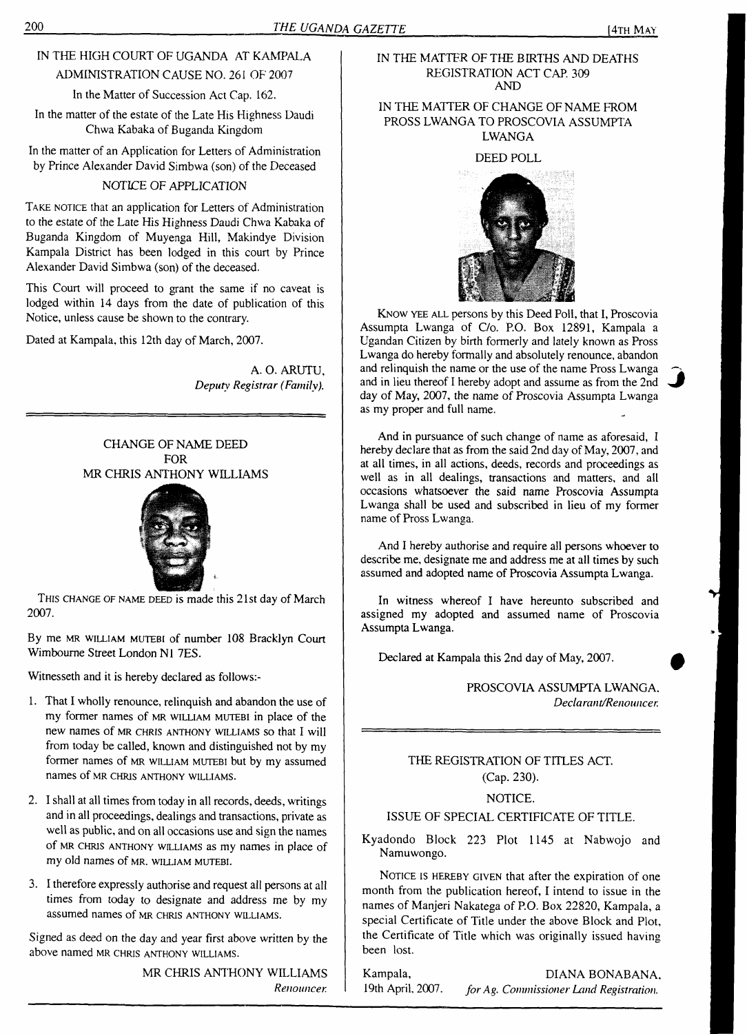IN THE HIGH COURT OF UGANDA AT KAMPALA
ADMINISTRATION CAUSE NO. 261 OF 2007

In the Matter of Succession Act Cap. 162.

In the matter of the estate of the Late His Highness Daudi Chwa Kabaka of Buganda Kingdom

In the matter of an Application for Letters of Administration by Prince Alexander David Simbwa (son) of the Deceased

NOTICE OF APPLICATION

TAKE NOTICE that an application for Letters of Administration to the estate of the Late His Highness Daudi Chwa Kabaka of Buganda Kingdom of Muyenga Hill, Makindye Division Kampala District has been lodged in this court by Prince Alexander David Simbwa (son) of the deceased.

This Court will proceed to grant the same if no caveat is lodged within 14 days from the date of publication of this Notice, unless cause be shown to the contrary.

Dated at Kampala, this 12th day of March, 2007.

A. O. ARUTU,
*Deputy Registrar (Family).*

---

CHANGE OF NAME DEED
FOR
MR CHRIS ANTHONY WILLIAMS

THIS CHANGE OF NAME DEED is made this 21st day of March 2007.

By me MR WILLIAM MUTEBI of number 108 Bracklyn Court Wimbourne Street London N1 7ES.

Witnesseth and it is hereby declared as follows:-

1. That I wholly renounce, relinquish and abandon the use of my former names of MR WILLIAM MUTEBI in place of the new names of MR CHRIS ANTHONY WILLIAMS so that I will from today be called, known and distinguished not by my former names of MR WILLIAM MUTEBI but by my assumed names of MR CHRIS ANTHONY WILLIAMS.
2. I shall at all times from today in all records, deeds, writings and in all proceedings, dealings and transactions, private as well as public, and on all occasions use and sign the names of MR CHRIS ANTHONY WILLIAMS as my names in place of my old names of MR. WILLIAM MUTEBI.
3. I therefore expressly authorise and request all persons at all times from today to designate and address me by my assumed names of MR CHRIS ANTHONY WILLIAMS.

Signed as deed on the day and year first above written by the above named MR CHRIS ANTHONY WILLIAMS.

MR CHRIS ANTHONY WILLIAMS
*Renouncer.*

---

IN THE MATTER OF THE BIRTHS AND DEATHS REGISTRATION ACT CAP. 309
AND

IN THE MATTER OF CHANGE OF NAME FROM PROSS LWANGA TO PROSCOVIA ASSUMPTA LWANGA

DEED POLL

KNOW YEE ALL persons by this Deed Poll, that I, Proscovia Assumpta Lwanga of C/o. P.O. Box 12891, Kampala a Ugandan Citizen by birth formerly and lately known as Pross Lwanga do hereby formally and absolutely renounce, abandon and relinquish the name or the use of the name Pross Lwanga and in lieu thereof I hereby adopt and assume as from the 2nd day of May, 2007, the name of Proscovia Assumpta Lwanga as my proper and full name.

And in pursuance of such change of name as aforesaid, I hereby declare that as from the said 2nd day of May, 2007, and at all times, in all actions, deeds, records and proceedings as well as in all dealings, transactions and matters, and all occasions whatsoever the said name Proscovia Assumpta Lwanga shall be used and subscribed in lieu of my former name of Pross Lwanga.

And I hereby authorise and require all persons whoever to describe me, designate me and address me at all times by such assumed and adopted name of Proscovia Assumpta Lwanga.

In witness whereof I have hereunto subscribed and assigned my adopted and assumed name of Proscovia Assumpta Lwanga.

Declared at Kampala this 2nd day of May, 2007.

PROSCOVIA ASSUMPTA LWANGA,
*Declarant/Renouncer.*

---

THE REGISTRATION OF TITLES ACT.
(Cap. 230).

NOTICE.

ISSUE OF SPECIAL CERTIFICATE OF TITLE.

Kyadondo Block 223 Plot 1145 at Nabwojo and Namuwongo.

NOTICE IS HEREBY GIVEN that after the expiration of one month from the publication hereof, I intend to issue in the names of Manjeri Nakatega of P.O. Box 22820, Kampala, a special Certificate of Title under the above Block and Plot, the Certificate of Title which was originally issued having been lost.

Kampala,
19th April, 2007.

DIANA BONABANA,
*for Ag. Commissioner Land Registration.*